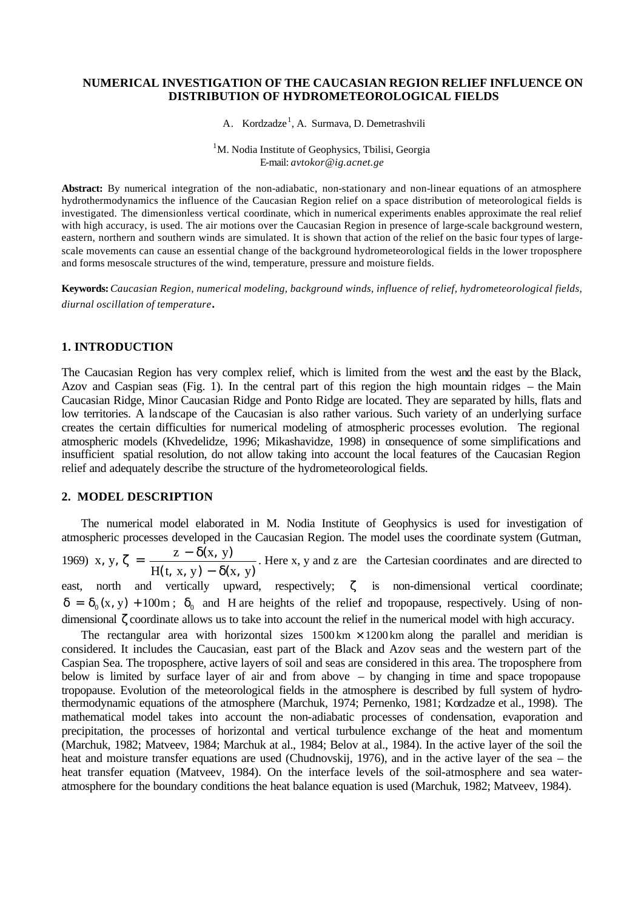# NUMERICAL INVESTIGATION OF THE CAUCASIAN REGION RELIEF INFLUENCE ON DISTRIBUTION OF HYDROMETEOROLOGICAL FIELDS

A. Kordzadze[1], A. Surmava, D. Demetrashvili

[1]M. Nodia Institute of Geophysics, Tbilisi, Georgia
E-mail: *avtokor@ig.acnet.ge*

**Abstract:** By numerical integration of the non-adiabatic, non-stationary and non-linear equations of an atmosphere hydrothermodynamics the influence of the Caucasian Region relief on a space distribution of meteorological fields is investigated. The dimensionless vertical coordinate, which in numerical experiments enables approximate the real relief with high accuracy, is used. The air motions over the Caucasian Region in presence of large-scale background western, eastern, northern and southern winds are simulated. It is shown that action of the relief on the basic four types of large-scale movements can cause an essential change of the background hydrometeorological fields in the lower troposphere and forms mesoscale structures of the wind, temperature, pressure and moisture fields.

**Keywords:** *Caucasian Region, numerical modeling, background winds, influence of relief, hydrometeorological fields, diurnal oscillation of temperature*.

## 1. INTRODUCTION

The Caucasian Region has very complex relief, which is limited from the west and the east by the Black, Azov and Caspian seas (Fig. 1). In the central part of this region the high mountain ridges – the Main Caucasian Ridge, Minor Caucasian Ridge and Ponto Ridge are located. They are separated by hills, flats and low territories. A landscape of the Caucasian is also rather various. Such variety of an underlying surface creates the certain difficulties for numerical modeling of atmospheric processes evolution. The regional atmospheric models (Khvedelidze, 1996; Mikashavidze, 1998) in consequence of some simplifications and insufficient spatial resolution, do not allow taking into account the local features of the Caucasian Region relief and adequately describe the structure of the hydrometeorological fields.

## 2. MODEL DESCRIPTION

The numerical model elaborated in M. Nodia Institute of Geophysics is used for investigation of atmospheric processes developed in the Caucasian Region. The model uses the coordinate system (Gutman, 1969) $x, y, \zeta = \dfrac{z - \delta(x, y)}{H(t, x, y) - \delta(x, y)}$. Here x, y and z are the Cartesian coordinates and are directed to east, north and vertically upward, respectively; $\zeta$ is non-dimensional vertical coordinate; $\delta = \delta_0(x, y) + 100\,\text{m}$; $\delta_0$ and H are heights of the relief and tropopause, respectively. Using of non-dimensional $\zeta$ coordinate allows us to take into account the relief in the numerical model with high accuracy.

The rectangular area with horizontal sizes $1500\,\text{km} \times 1200\,\text{km}$ along the parallel and meridian is considered. It includes the Caucasian, east part of the Black and Azov seas and the western part of the Caspian Sea. The troposphere, active layers of soil and seas are considered in this area. The troposphere from below is limited by surface layer of air and from above – by changing in time and space tropopause tropopause. Evolution of the meteorological fields in the atmosphere is described by full system of hydrothermodynamic equations of the atmosphere (Marchuk, 1974; Pernenko, 1981; Kordzadze et al., 1998). The mathematical model takes into account the non-adiabatic processes of condensation, evaporation and precipitation, the processes of horizontal and vertical turbulence exchange of the heat and momentum (Marchuk, 1982; Matveev, 1984; Marchuk at al., 1984; Belov at al., 1984). In the active layer of the soil the heat and moisture transfer equations are used (Chudnovskij, 1976), and in the active layer of the sea – the heat transfer equation (Matveev, 1984). On the interface levels of the soil-atmosphere and sea water-atmosphere for the boundary conditions the heat balance equation is used (Marchuk, 1982; Matveev, 1984).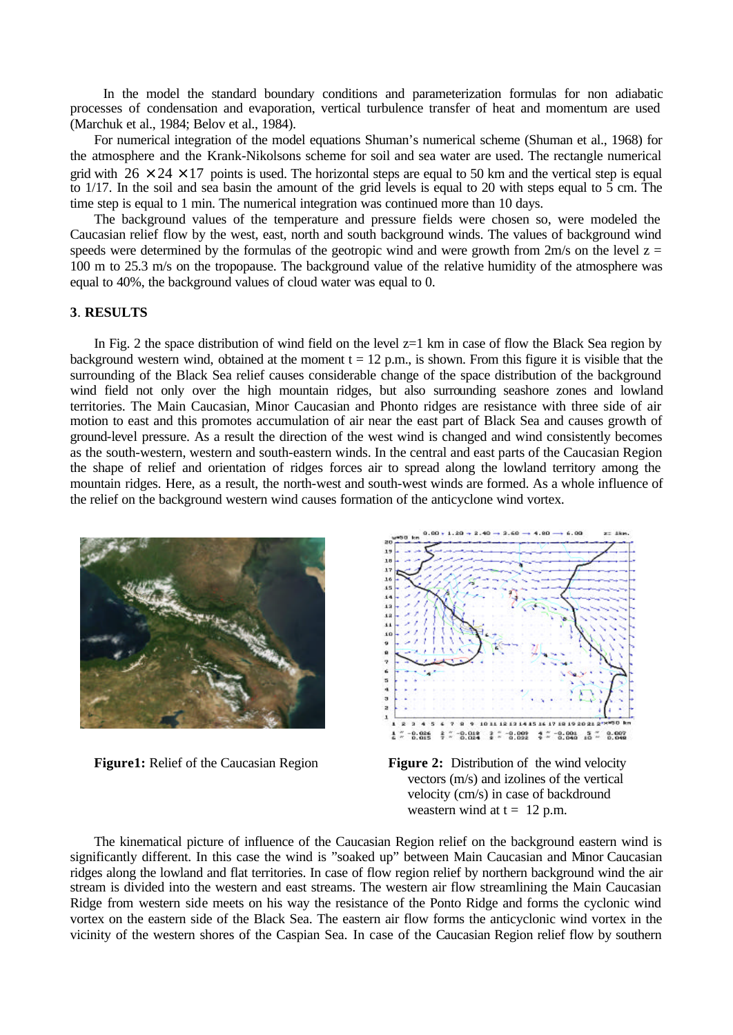In the model the standard boundary conditions and parameterization formulas for non adiabatic processes of condensation and evaporation, vertical turbulence transfer of heat and momentum are used (Marchuk et al., 1984; Belov et al., 1984).

For numerical integration of the model equations Shuman's numerical scheme (Shuman et al., 1968) for the atmosphere and the Krank-Nikolsons scheme for soil and sea water are used. The rectangle numerical grid with $26 \times 24 \times 17$ points is used. The horizontal steps are equal to 50 km and the vertical step is equal to 1/17. In the soil and sea basin the amount of the grid levels is equal to 20 with steps equal to 5 cm. The time step is equal to 1 min. The numerical integration was continued more than 10 days.

The background values of the temperature and pressure fields were chosen so, were modeled the Caucasian relief flow by the west, east, north and south background winds. The values of background wind speeds were determined by the formulas of the geotropic wind and were growth from 2m/s on the level z = 100 m to 25.3 m/s on the tropopause. The background value of the relative humidity of the atmosphere was equal to 40%, the background values of cloud water was equal to 0.

## 3. RESULTS

In Fig. 2 the space distribution of wind field on the level z=1 km in case of flow the Black Sea region by background western wind, obtained at the moment t = 12 p.m., is shown. From this figure it is visible that the surrounding of the Black Sea relief causes considerable change of the space distribution of the background wind field not only over the high mountain ridges, but also surrounding seashore zones and lowland territories. The Main Caucasian, Minor Caucasian and Phonto ridges are resistance with three side of air motion to east and this promotes accumulation of air near the east part of Black Sea and causes growth of ground-level pressure. As a result the direction of the west wind is changed and wind consistently becomes as the south-western, western and south-eastern winds. In the central and east parts of the Caucasian Region the shape of relief and orientation of ridges forces air to spread along the lowland territory among the mountain ridges. Here, as a result, the north-west and south-west winds are formed. As a whole influence of the relief on the background western wind causes formation of the anticyclone wind vortex.

**Figure1:** Relief of the Caucasian Region

**Figure 2:** Distribution of the wind velocity vectors (m/s) and izolines of the vertical velocity (cm/s) in case of backdround weastern wind at t = 12 p.m.

The kinematical picture of influence of the Caucasian Region relief on the background eastern wind is significantly different. In this case the wind is "soaked up" between Main Caucasian and Minor Caucasian ridges along the lowland and flat territories. In case of flow region relief by northern background wind the air stream is divided into the western and east streams. The western air flow streamlining the Main Caucasian Ridge from western side meets on his way the resistance of the Ponto Ridge and forms the cyclonic wind vortex on the eastern side of the Black Sea. The eastern air flow forms the anticyclonic wind vortex in the vicinity of the western shores of the Caspian Sea. In case of the Caucasian Region relief flow by southern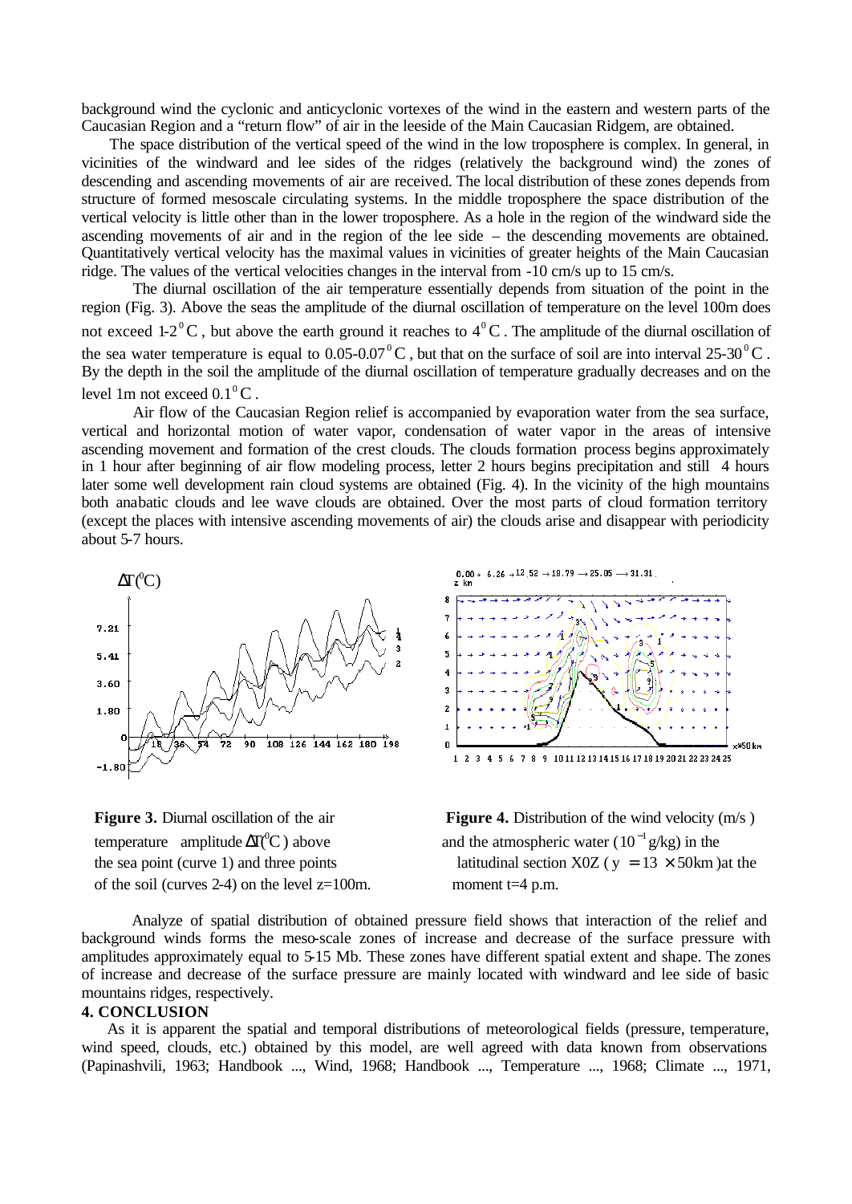background wind the cyclonic and anticyclonic vortexes of the wind in the eastern and western parts of the Caucasian Region and a "return flow" of air in the leeside of the Main Caucasian Ridgem, are obtained.

The space distribution of the vertical speed of the wind in the low troposphere is complex. In general, in vicinities of the windward and lee sides of the ridges (relatively the background wind) the zones of descending and ascending movements of air are received. The local distribution of these zones depends from structure of formed mesoscale circulating systems. In the middle troposphere the space distribution of the vertical velocity is little other than in the lower troposphere. As a hole in the region of the windward side the ascending movements of air and in the region of the lee side – the descending movements are obtained. Quantitatively vertical velocity has the maximal values in vicinities of greater heights of the Main Caucasian ridge. The values of the vertical velocities changes in the interval from -10 cm/s up to 15 cm/s.

The diurnal oscillation of the air temperature essentially depends from situation of the point in the region (Fig. 3). Above the seas the amplitude of the diurnal oscillation of temperature on the level 100m does not exceed 1-2$^0$C, but above the earth ground it reaches to 4$^0$C. The amplitude of the diurnal oscillation of the sea water temperature is equal to 0.05-0.07$^0$C, but that on the surface of soil are into interval 25-30$^0$C. By the depth in the soil the amplitude of the diurnal oscillation of temperature gradually decreases and on the level 1m not exceed 0.1$^0$C.

Air flow of the Caucasian Region relief is accompanied by evaporation water from the sea surface, vertical and horizontal motion of water vapor, condensation of water vapor in the areas of intensive ascending movement and formation of the crest clouds. The clouds formation process begins approximately in 1 hour after beginning of air flow modeling process, letter 2 hours begins precipitation and still 4 hours later some well development rain cloud systems are obtained (Fig. 4). In the vicinity of the high mountains both anabatic clouds and lee wave clouds are obtained. Over the most parts of cloud formation territory (except the places with intensive ascending movements of air) the clouds arise and disappear with periodicity about 5-7 hours.

**Figure 3.** Diurnal oscillation of the air temperature amplitude $\Delta T(^0C)$ above the sea point (curve 1) and three points of the soil (curves 2-4) on the level z=100m.

**Figure 4.** Distribution of the wind velocity (m/s) and the atmospheric water ($10^{-1}$g/kg) in the latitudinal section X0Z ($y = 13 \times 50$km) at the moment t=4 p.m.

Analyze of spatial distribution of obtained pressure field shows that interaction of the relief and background winds forms the meso-scale zones of increase and decrease of the surface pressure with amplitudes approximately equal to 5-15 Mb. These zones have different spatial extent and shape. The zones of increase and decrease of the surface pressure are mainly located with windward and lee side of basic mountains ridges, respectively.

## 4. CONCLUSION

As it is apparent the spatial and temporal distributions of meteorological fields (pressure, temperature, wind speed, clouds, etc.) obtained by this model, are well agreed with data known from observations (Papinashvili, 1963; Handbook ..., Wind, 1968; Handbook ..., Temperature ..., 1968; Climate ..., 1971,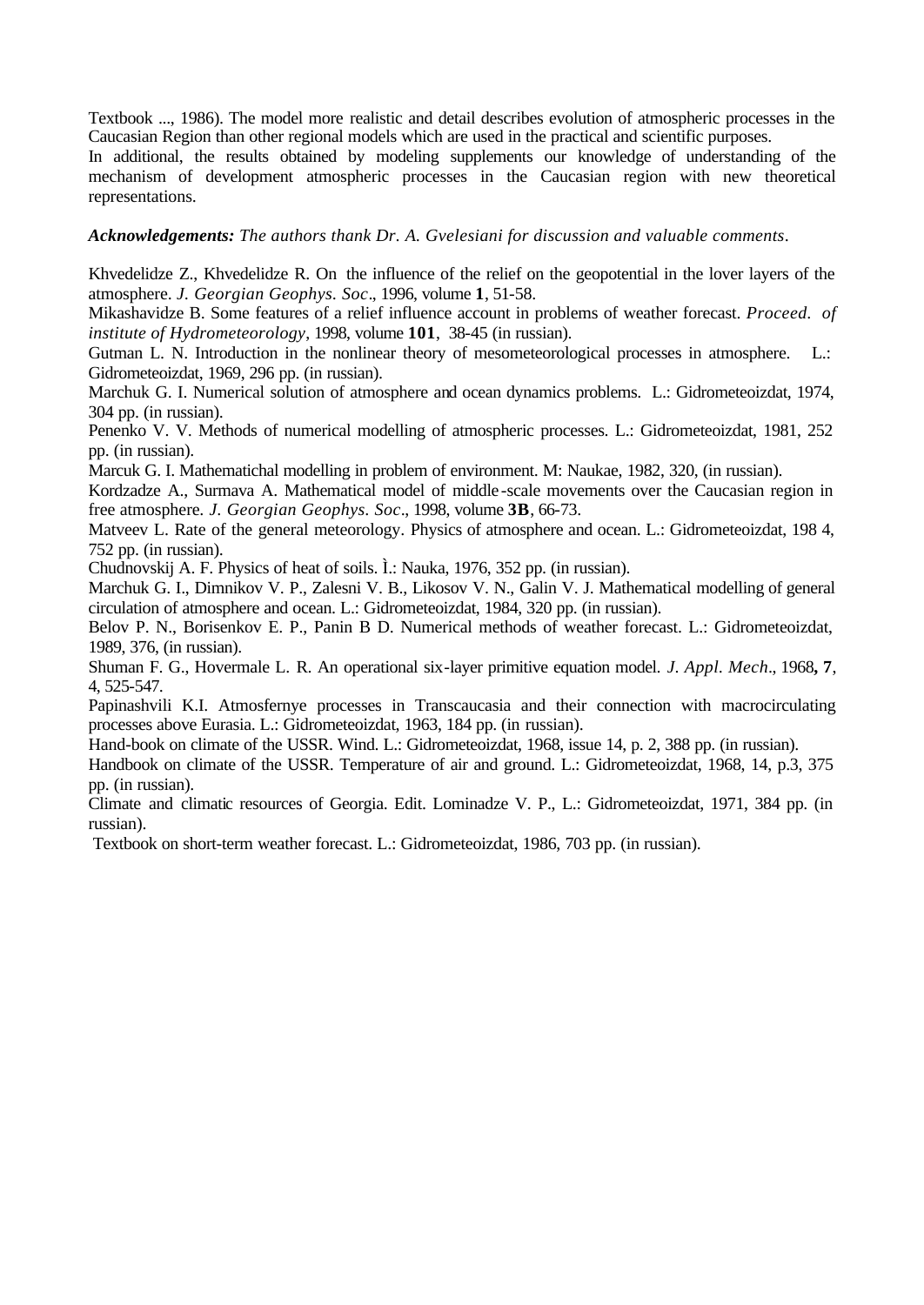Textbook ..., 1986). The model more realistic and detail describes evolution of atmospheric processes in the Caucasian Region than other regional models which are used in the practical and scientific purposes.

In additional, the results obtained by modeling supplements our knowledge of understanding of the mechanism of development atmospheric processes in the Caucasian region with new theoretical representations.

***Acknowledgements:*** *The authors thank Dr. A. Gvelesiani for discussion and valuable comments.*

Khvedelidze Z., Khvedelidze R. On the influence of the relief on the geopotential in the lover layers of the atmosphere. *J. Georgian Geophys. Soc*., 1996, volume **1**, 51-58.

Mikashavidze B. Some features of a relief influence account in problems of weather forecast. *Proceed. of institute of Hydrometeorology*, 1998, volume **101**, 38-45 (in russian).

Gutman L. N. Introduction in the nonlinear theory of mesometeorological processes in atmosphere. L.: Gidrometeoizdat, 1969, 296 pp. (in russian).

Marchuk G. I. Numerical solution of atmosphere and ocean dynamics problems. L.: Gidrometeoizdat, 1974, 304 pp. (in russian).

Penenko V. V. Methods of numerical modelling of atmospheric processes. L.: Gidrometeoizdat, 1981, 252 pp. (in russian).

Marcuk G. I. Mathematichal modelling in problem of environment. M: Naukae, 1982, 320, (in russian).

Kordzadze A., Surmava A. Mathematical model of middle-scale movements over the Caucasian region in free atmosphere. *J. Georgian Geophys. Soc*., 1998, volume **3B**, 66-73.

Matveev L. Rate of the general meteorology. Physics of atmosphere and ocean. L.: Gidrometeoizdat, 198 4, 752 pp. (in russian).

Chudnovskij A. F. Physics of heat of soils. Ì.: Nauka, 1976, 352 pp. (in russian).

Marchuk G. I., Dimnikov V. P., Zalesni V. B., Likosov V. N., Galin V. J. Mathematical modelling of general circulation of atmosphere and ocean. L.: Gidrometeoizdat, 1984, 320 pp. (in russian).

Belov P. N., Borisenkov E. P., Panin B D. Numerical methods of weather forecast. L.: Gidrometeoizdat, 1989, 376, (in russian).

Shuman F. G., Hovermale L. R. An operational six-layer primitive equation model. *J. Appl. Mech*., 1968**, 7**, 4, 525-547.

Papinashvili K.I. Atmosfernye processes in Transcaucasia and their connection with macrocirculating processes above Eurasia. L.: Gidrometeoizdat, 1963, 184 pp. (in russian).

Hand-book on climate of the USSR. Wind. L.: Gidrometeoizdat, 1968, issue 14, p. 2, 388 pp. (in russian).

Handbook on climate of the USSR. Temperature of air and ground. L.: Gidrometeoizdat, 1968, 14, p.3, 375 pp. (in russian).

Climate and climatic resources of Georgia. Edit. Lominadze V. P., L.: Gidrometeoizdat, 1971, 384 pp. (in russian).

Textbook on short-term weather forecast. L.: Gidrometeoizdat, 1986, 703 pp. (in russian).